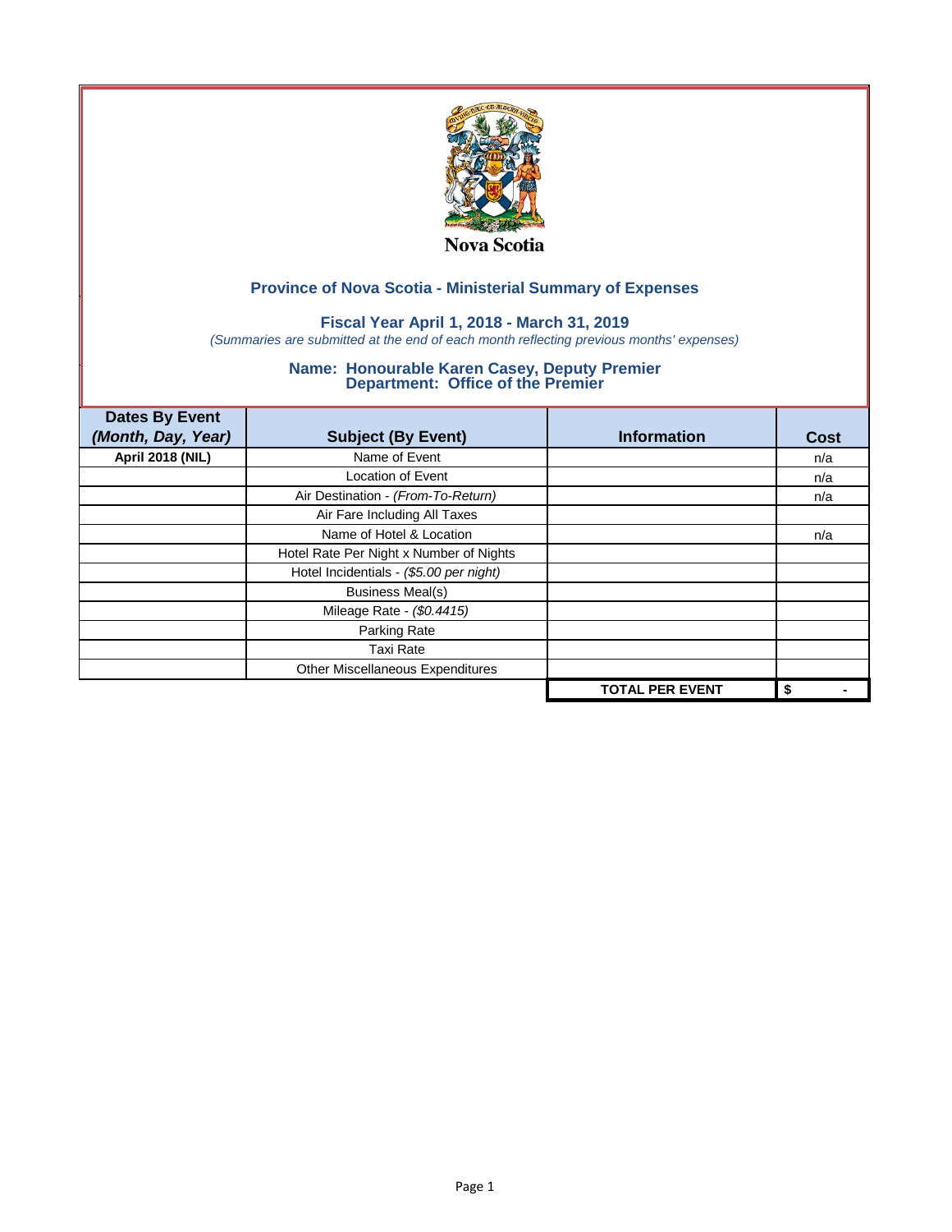Nova Scotia

## Province of Nova Scotia - Ministerial Summary of Expenses

### Fiscal Year April 1, 2018 - March 31, 2019

*(Summaries are submitted at the end of each month reflecting previous months' expenses)*

### Name: Honourable Karen Casey, Deputy Premier
### Department: Office of the Premier

| Dates By Event *(Month, Day, Year)* | Subject (By Event) | Information | Cost |
|---|---|---|---|
| **April 2018 (NIL)** | Name of Event | | n/a |
| | Location of Event | | n/a |
| | Air Destination - *(From-To-Return)* | | n/a |
| | Air Fare Including All Taxes | | |
| | Name of Hotel & Location | | n/a |
| | Hotel Rate Per Night x Number of Nights | | |
| | Hotel Incidentials - *($5.00 per night)* | | |
| | Business Meal(s) | | |
| | Mileage Rate - *($0.4415)* | | |
| | Parking Rate | | |
| | Taxi Rate | | |
| | Other Miscellaneous Expenditures | | |
| | | **TOTAL PER EVENT** | **$ -** |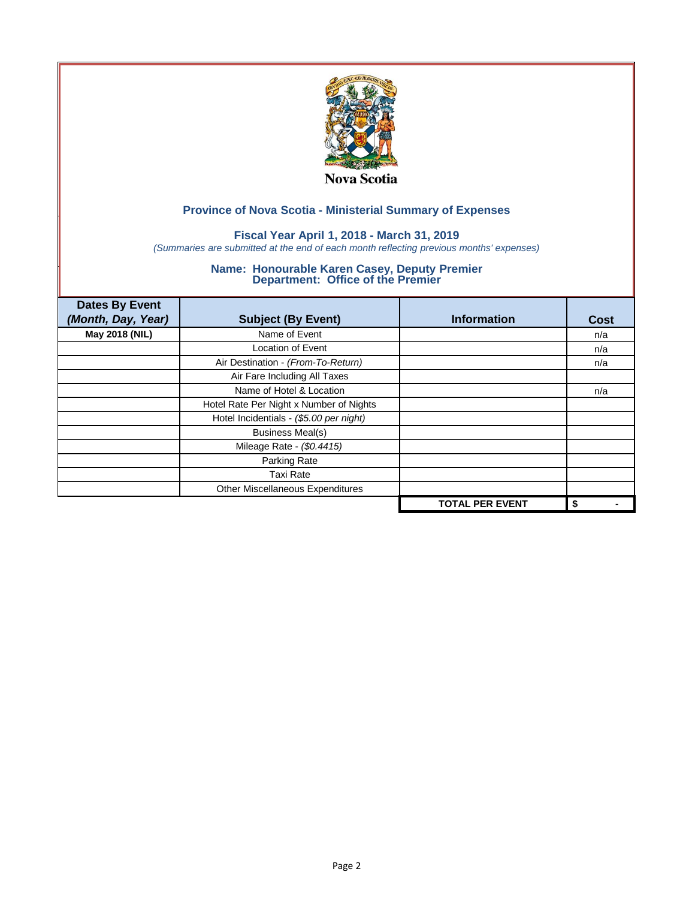## Province of Nova Scotia - Ministerial Summary of Expenses

### Fiscal Year April 1, 2018 - March 31, 2019

*(Summaries are submitted at the end of each month reflecting previous months' expenses)*

### Name: Honourable Karen Casey, Deputy Premier
### Department: Office of the Premier

| Dates By Event *(Month, Day, Year)* | Subject (By Event) | Information | Cost |
|---|---|---|---|
| **May 2018 (NIL)** | Name of Event | | n/a |
| | Location of Event | | n/a |
| | Air Destination - *(From-To-Return)* | | n/a |
| | Air Fare Including All Taxes | | |
| | Name of Hotel & Location | | n/a |
| | Hotel Rate Per Night x Number of Nights | | |
| | Hotel Incidentials - *($5.00 per night)* | | |
| | Business Meal(s) | | |
| | Mileage Rate - *($0.4415)* | | |
| | Parking Rate | | |
| | Taxi Rate | | |
| | Other Miscellaneous Expenditures | | |
| | | **TOTAL PER EVENT** | **$ -** |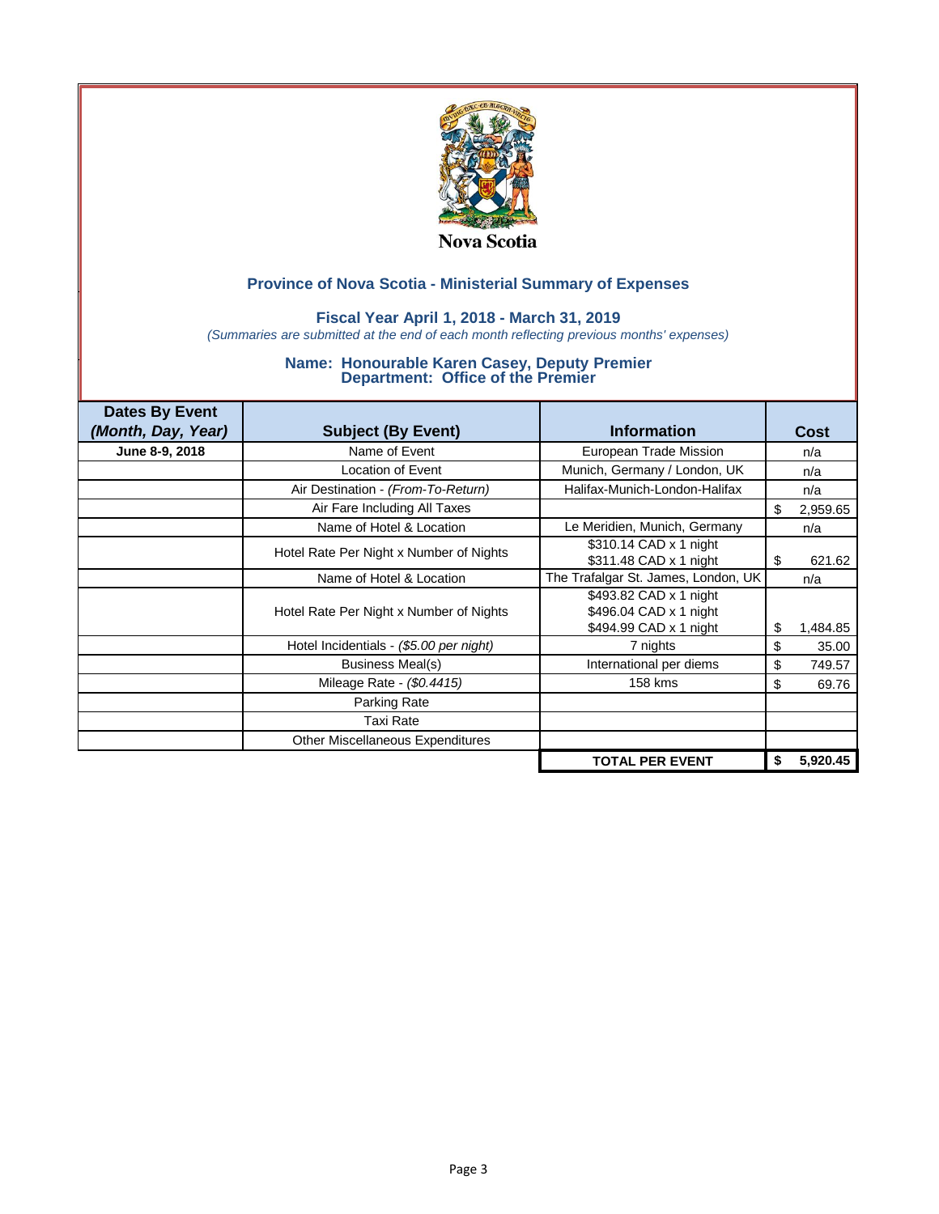Nova Scotia

## Province of Nova Scotia - Ministerial Summary of Expenses

### Fiscal Year April 1, 2018 - March 31, 2019

*(Summaries are submitted at the end of each month reflecting previous months' expenses)*

### Name: Honourable Karen Casey, Deputy Premier
### Department: Office of the Premier

| Dates By Event *(Month, Day, Year)* | Subject (By Event) | Information | Cost |
|---|---|---|---|
| **June 8-9, 2018** | Name of Event | European Trade Mission | n/a |
| | Location of Event | Munich, Germany / London, UK | n/a |
| | Air Destination - *(From-To-Return)* | Halifax-Munich-London-Halifax | n/a |
| | Air Fare Including All Taxes | | $ 2,959.65 |
| | Name of Hotel & Location | Le Meridien, Munich, Germany | n/a |
| | Hotel Rate Per Night x Number of Nights | $310.14 CAD x 1 night<br>$311.48 CAD x 1 night | $ 621.62 |
| | Name of Hotel & Location | The Trafalgar St. James, London, UK | n/a |
| | Hotel Rate Per Night x Number of Nights | $493.82 CAD x 1 night<br>$496.04 CAD x 1 night<br>$494.99 CAD x 1 night | $ 1,484.85 |
| | Hotel Incidentials - *($5.00 per night)* | 7 nights | $ 35.00 |
| | Business Meal(s) | International per diems | $ 749.57 |
| | Mileage Rate - *($0.4415)* | 158 kms | $ 69.76 |
| | Parking Rate | | |
| | Taxi Rate | | |
| | Other Miscellaneous Expenditures | | |
| | | **TOTAL PER EVENT** | **$ 5,920.45** |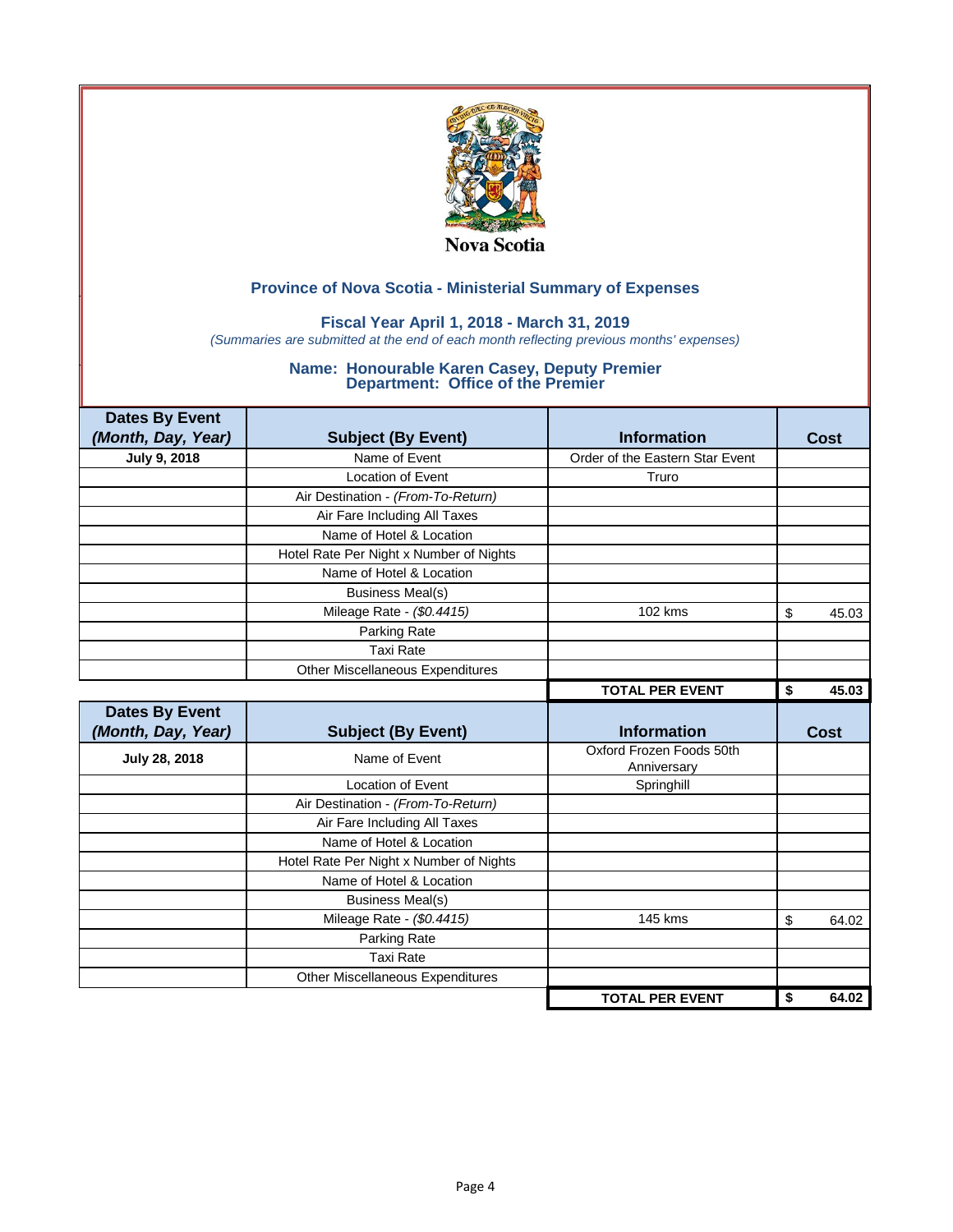Nova Scotia

## Province of Nova Scotia - Ministerial Summary of Expenses

### Fiscal Year April 1, 2018 - March 31, 2019

*(Summaries are submitted at the end of each month reflecting previous months' expenses)*

### Name: Honourable Karen Casey, Deputy Premier
### Department: Office of the Premier

| Dates By Event *(Month, Day, Year)* | Subject (By Event) | Information | Cost |
|---|---|---|---|
| **July 9, 2018** | Name of Event | Order of the Eastern Star Event | |
| | Location of Event | Truro | |
| | Air Destination - *(From-To-Return)* | | |
| | Air Fare Including All Taxes | | |
| | Name of Hotel & Location | | |
| | Hotel Rate Per Night x Number of Nights | | |
| | Name of Hotel & Location | | |
| | Business Meal(s) | | |
| | Mileage Rate - *($0.4415)* | 102 kms | $ 45.03 |
| | Parking Rate | | |
| | Taxi Rate | | |
| | Other Miscellaneous Expenditures | | |
| | | **TOTAL PER EVENT** | **$ 45.03** |

| Dates By Event *(Month, Day, Year)* | Subject (By Event) | Information | Cost |
|---|---|---|---|
| **July 28, 2018** | Name of Event | Oxford Frozen Foods 50th Anniversary | |
| | Location of Event | Springhill | |
| | Air Destination - *(From-To-Return)* | | |
| | Air Fare Including All Taxes | | |
| | Name of Hotel & Location | | |
| | Hotel Rate Per Night x Number of Nights | | |
| | Name of Hotel & Location | | |
| | Business Meal(s) | | |
| | Mileage Rate - *($0.4415)* | 145 kms | $ 64.02 |
| | Parking Rate | | |
| | Taxi Rate | | |
| | Other Miscellaneous Expenditures | | |
| | | **TOTAL PER EVENT** | **$ 64.02** |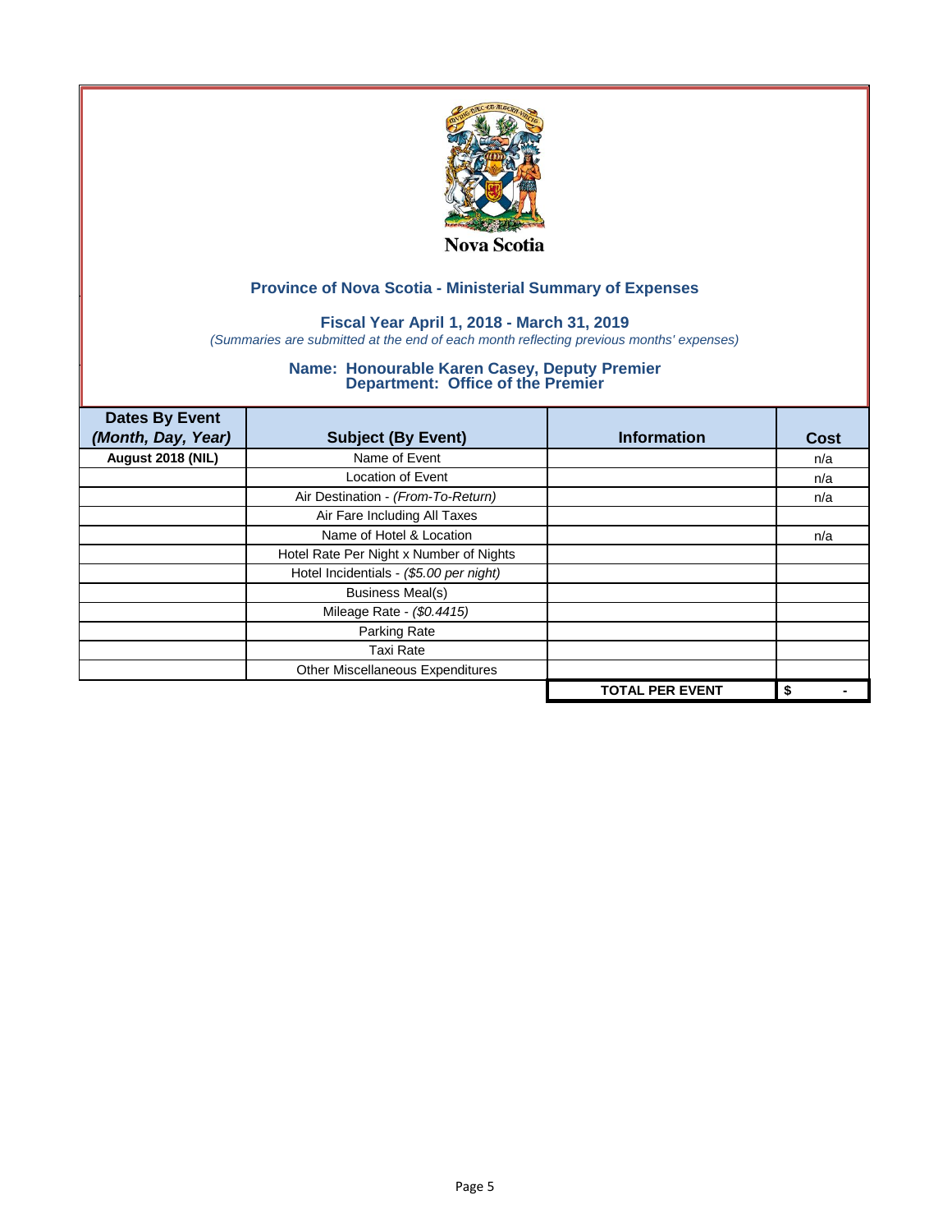Nova Scotia

## Province of Nova Scotia - Ministerial Summary of Expenses

### Fiscal Year April 1, 2018 - March 31, 2019

*(Summaries are submitted at the end of each month reflecting previous months' expenses)*

### Name: Honourable Karen Casey, Deputy Premier
### Department: Office of the Premier

| Dates By Event *(Month, Day, Year)* | Subject (By Event) | Information | Cost |
|---|---|---|---|
| **August 2018 (NIL)** | Name of Event | | n/a |
| | Location of Event | | n/a |
| | Air Destination - *(From-To-Return)* | | n/a |
| | Air Fare Including All Taxes | | |
| | Name of Hotel & Location | | n/a |
| | Hotel Rate Per Night x Number of Nights | | |
| | Hotel Incidentials - *($5.00 per night)* | | |
| | Business Meal(s) | | |
| | Mileage Rate - *($0.4415)* | | |
| | Parking Rate | | |
| | Taxi Rate | | |
| | Other Miscellaneous Expenditures | | |
| | | **TOTAL PER EVENT** | **$ -** |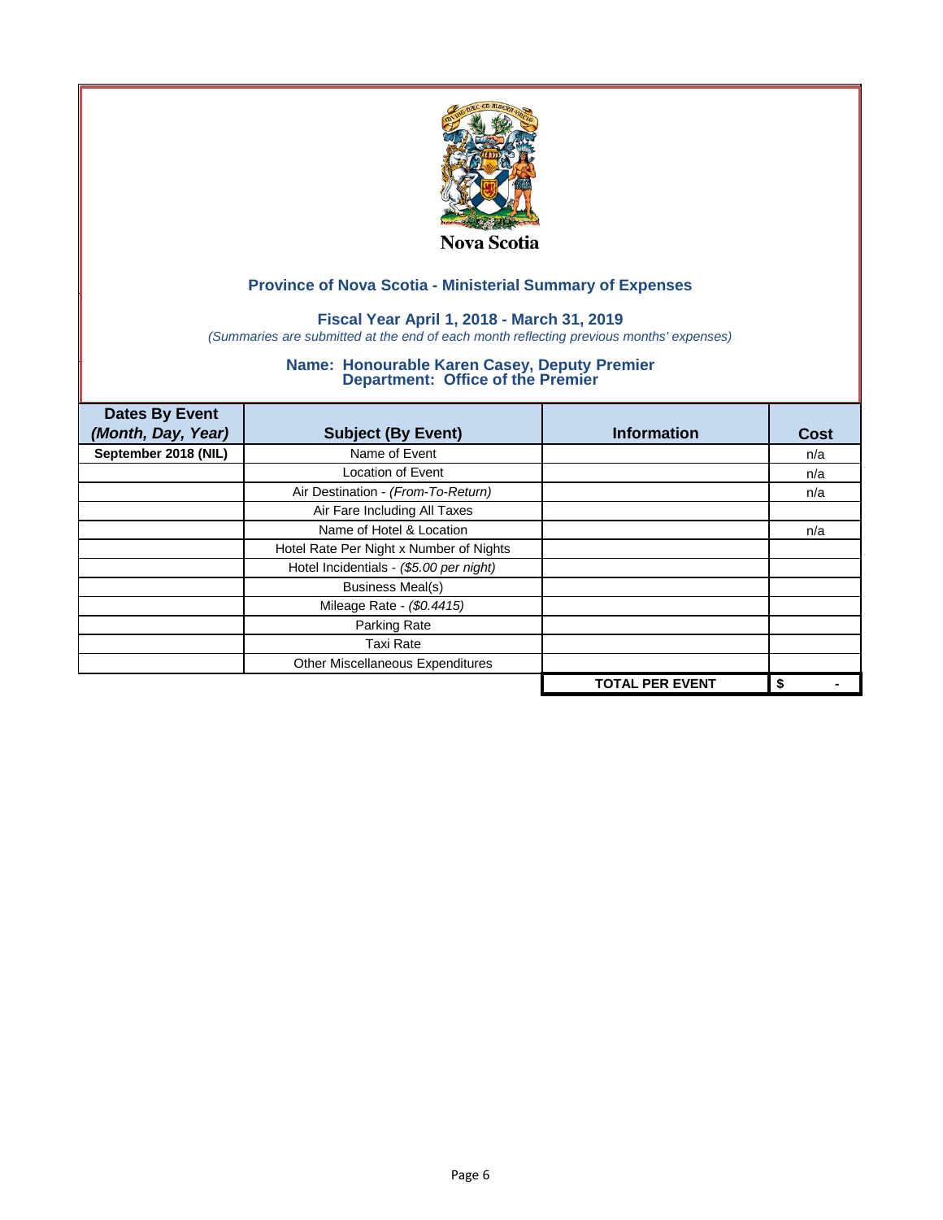Nova Scotia

## Province of Nova Scotia - Ministerial Summary of Expenses

### Fiscal Year April 1, 2018 - March 31, 2019

*(Summaries are submitted at the end of each month reflecting previous months' expenses)*

### Name: Honourable Karen Casey, Deputy Premier
### Department: Office of the Premier

| Dates By Event *(Month, Day, Year)* | Subject (By Event) | Information | Cost |
|---|---|---|---|
| **September 2018 (NIL)** | Name of Event | | n/a |
| | Location of Event | | n/a |
| | Air Destination - *(From-To-Return)* | | n/a |
| | Air Fare Including All Taxes | | |
| | Name of Hotel & Location | | n/a |
| | Hotel Rate Per Night x Number of Nights | | |
| | Hotel Incidentials - *($5.00 per night)* | | |
| | Business Meal(s) | | |
| | Mileage Rate - *($0.4415)* | | |
| | Parking Rate | | |
| | Taxi Rate | | |
| | Other Miscellaneous Expenditures | | |
| | | **TOTAL PER EVENT** | **$ -** |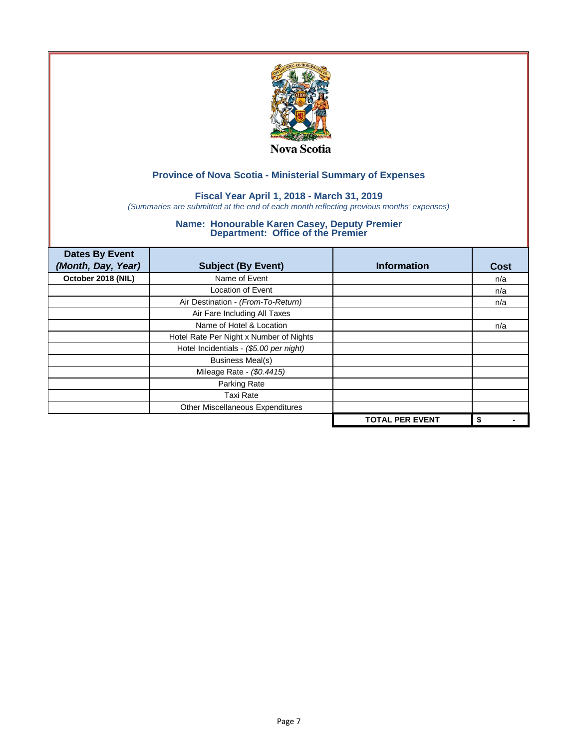Nova Scotia

## Province of Nova Scotia - Ministerial Summary of Expenses

### Fiscal Year April 1, 2018 - March 31, 2019

*(Summaries are submitted at the end of each month reflecting previous months' expenses)*

### Name: Honourable Karen Casey, Deputy Premier
### Department: Office of the Premier

| Dates By Event *(Month, Day, Year)* | Subject (By Event) | Information | Cost |
|---|---|---|---|
| **October 2018 (NIL)** | Name of Event | | n/a |
| | Location of Event | | n/a |
| | Air Destination - *(From-To-Return)* | | n/a |
| | Air Fare Including All Taxes | | |
| | Name of Hotel & Location | | n/a |
| | Hotel Rate Per Night x Number of Nights | | |
| | Hotel Incidentials - *($5.00 per night)* | | |
| | Business Meal(s) | | |
| | Mileage Rate - *($0.4415)* | | |
| | Parking Rate | | |
| | Taxi Rate | | |
| | Other Miscellaneous Expenditures | | |
| | | **TOTAL PER EVENT** | **$ -** |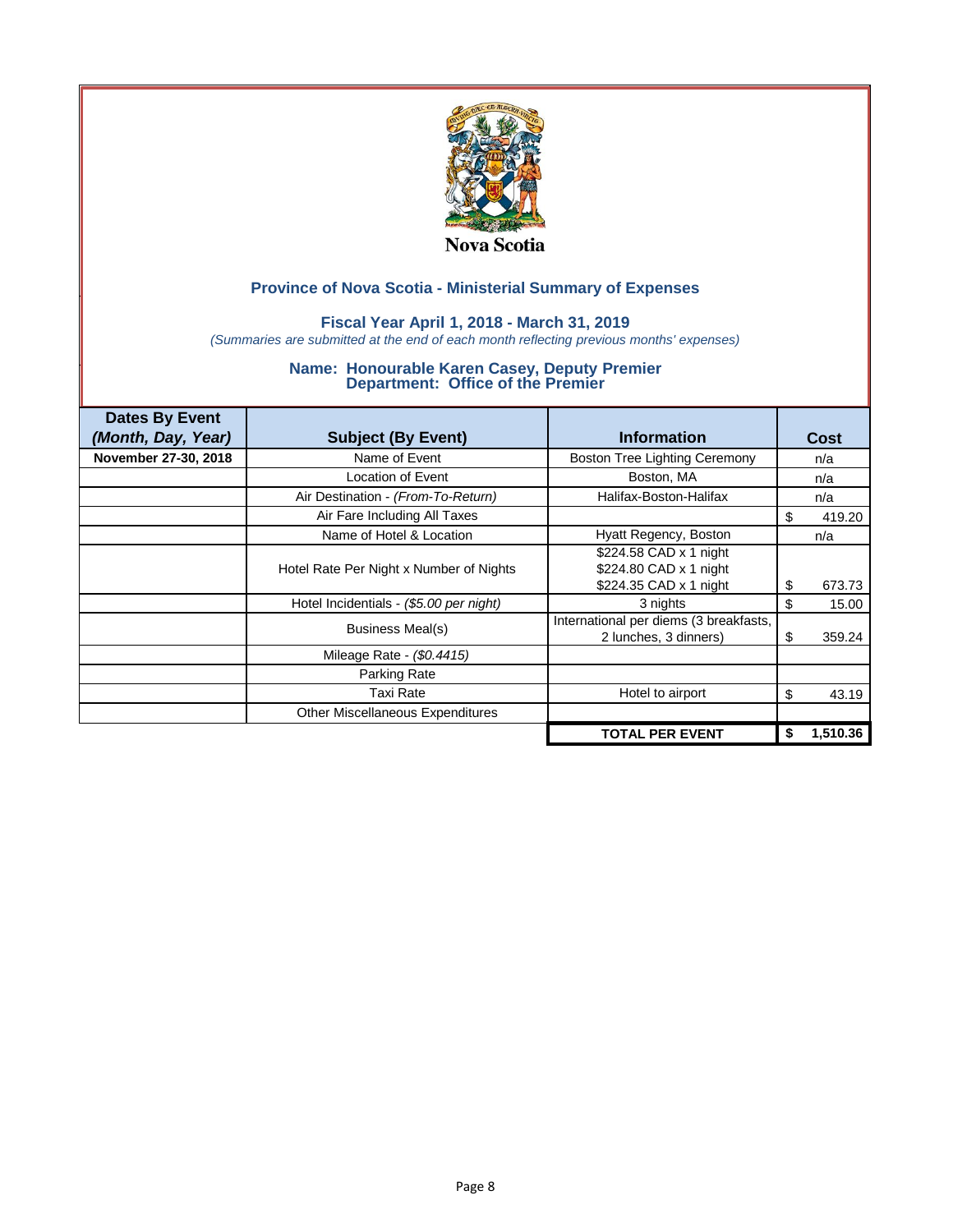Nova Scotia

## Province of Nova Scotia - Ministerial Summary of Expenses

### Fiscal Year April 1, 2018 - March 31, 2019

*(Summaries are submitted at the end of each month reflecting previous months' expenses)*

### Name: Honourable Karen Casey, Deputy Premier
### Department: Office of the Premier

| Dates By Event *(Month, Day, Year)* | Subject (By Event) | Information | Cost |
|---|---|---|---|
| **November 27-30, 2018** | Name of Event | Boston Tree Lighting Ceremony | n/a |
| | Location of Event | Boston, MA | n/a |
| | Air Destination - *(From-To-Return)* | Halifax-Boston-Halifax | n/a |
| | Air Fare Including All Taxes | | $ 419.20 |
| | Name of Hotel & Location | Hyatt Regency, Boston | n/a |
| | Hotel Rate Per Night x Number of Nights | $224.58 CAD x 1 night<br>$224.80 CAD x 1 night<br>$224.35 CAD x 1 night | $ 673.73 |
| | Hotel Incidentials - *($5.00 per night)* | 3 nights | $ 15.00 |
| | Business Meal(s) | International per diems (3 breakfasts, 2 lunches, 3 dinners) | $ 359.24 |
| | Mileage Rate - *($0.4415)* | | |
| | Parking Rate | | |
| | Taxi Rate | Hotel to airport | $ 43.19 |
| | Other Miscellaneous Expenditures | | |
| | | **TOTAL PER EVENT** | **$ 1,510.36** |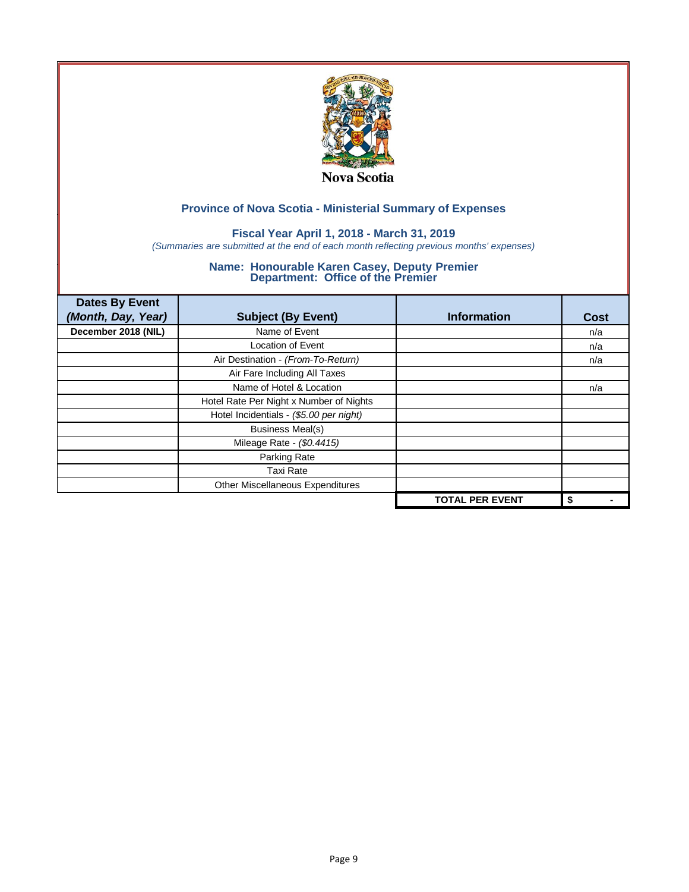Nova Scotia

## Province of Nova Scotia - Ministerial Summary of Expenses

### Fiscal Year April 1, 2018 - March 31, 2019

*(Summaries are submitted at the end of each month reflecting previous months' expenses)*

### Name: Honourable Karen Casey, Deputy Premier
### Department: Office of the Premier

| Dates By Event *(Month, Day, Year)* | Subject (By Event) | Information | Cost |
|---|---|---|---|
| **December 2018 (NIL)** | Name of Event | | n/a |
| | Location of Event | | n/a |
| | Air Destination - *(From-To-Return)* | | n/a |
| | Air Fare Including All Taxes | | |
| | Name of Hotel & Location | | n/a |
| | Hotel Rate Per Night x Number of Nights | | |
| | Hotel Incidentials - *($5.00 per night)* | | |
| | Business Meal(s) | | |
| | Mileage Rate - *($0.4415)* | | |
| | Parking Rate | | |
| | Taxi Rate | | |
| | Other Miscellaneous Expenditures | | |
| | | **TOTAL PER EVENT** | **$ -** |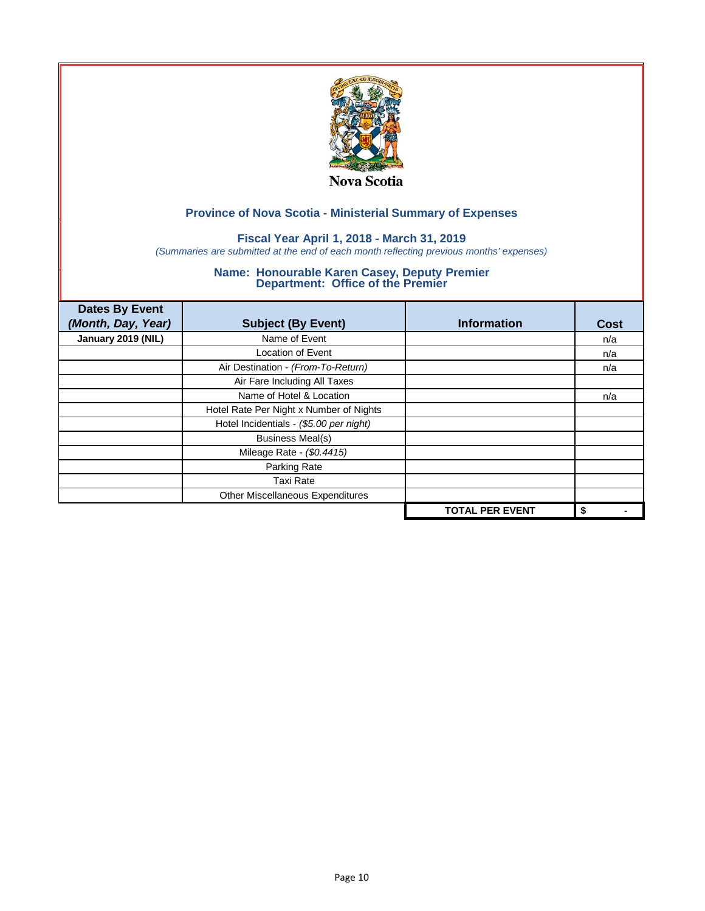Nova Scotia

## Province of Nova Scotia - Ministerial Summary of Expenses

### Fiscal Year April 1, 2018 - March 31, 2019

*(Summaries are submitted at the end of each month reflecting previous months' expenses)*

### Name: Honourable Karen Casey, Deputy Premier
### Department: Office of the Premier

| Dates By Event *(Month, Day, Year)* | Subject (By Event) | Information | Cost |
|---|---|---|---|
| **January 2019 (NIL)** | Name of Event | | n/a |
| | Location of Event | | n/a |
| | Air Destination - *(From-To-Return)* | | n/a |
| | Air Fare Including All Taxes | | |
| | Name of Hotel & Location | | n/a |
| | Hotel Rate Per Night x Number of Nights | | |
| | Hotel Incidentials - *($5.00 per night)* | | |
| | Business Meal(s) | | |
| | Mileage Rate - *($0.4415)* | | |
| | Parking Rate | | |
| | Taxi Rate | | |
| | Other Miscellaneous Expenditures | | |
| | | **TOTAL PER EVENT** | **$ -** |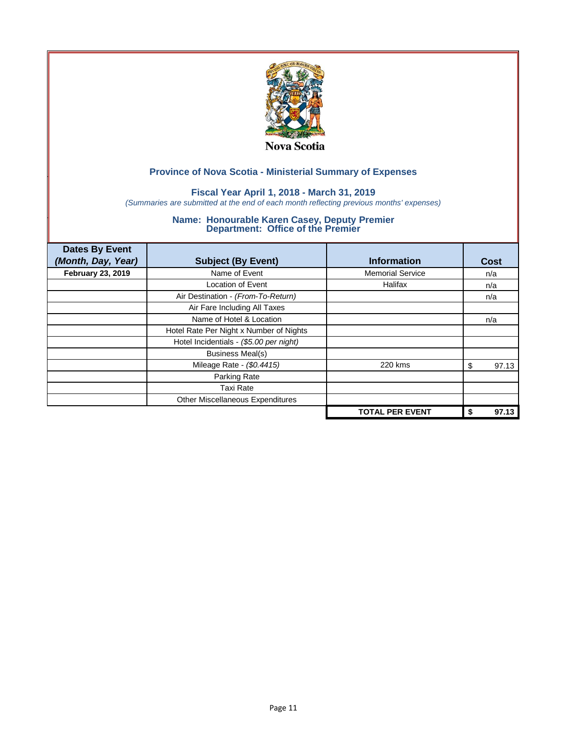Nova Scotia

## Province of Nova Scotia - Ministerial Summary of Expenses

### Fiscal Year April 1, 2018 - March 31, 2019

*(Summaries are submitted at the end of each month reflecting previous months' expenses)*

### Name: Honourable Karen Casey, Deputy Premier
### Department: Office of the Premier

| Dates By Event *(Month, Day, Year)* | Subject (By Event) | Information | Cost |
|---|---|---|---|
| **February 23, 2019** | Name of Event | Memorial Service | n/a |
| | Location of Event | Halifax | n/a |
| | Air Destination - *(From-To-Return)* | | n/a |
| | Air Fare Including All Taxes | | |
| | Name of Hotel & Location | | n/a |
| | Hotel Rate Per Night x Number of Nights | | |
| | Hotel Incidentials - *($5.00 per night)* | | |
| | Business Meal(s) | | |
| | Mileage Rate - *($0.4415)* | 220 kms | $ 97.13 |
| | Parking Rate | | |
| | Taxi Rate | | |
| | Other Miscellaneous Expenditures | | |
| | | **TOTAL PER EVENT** | **$ 97.13** |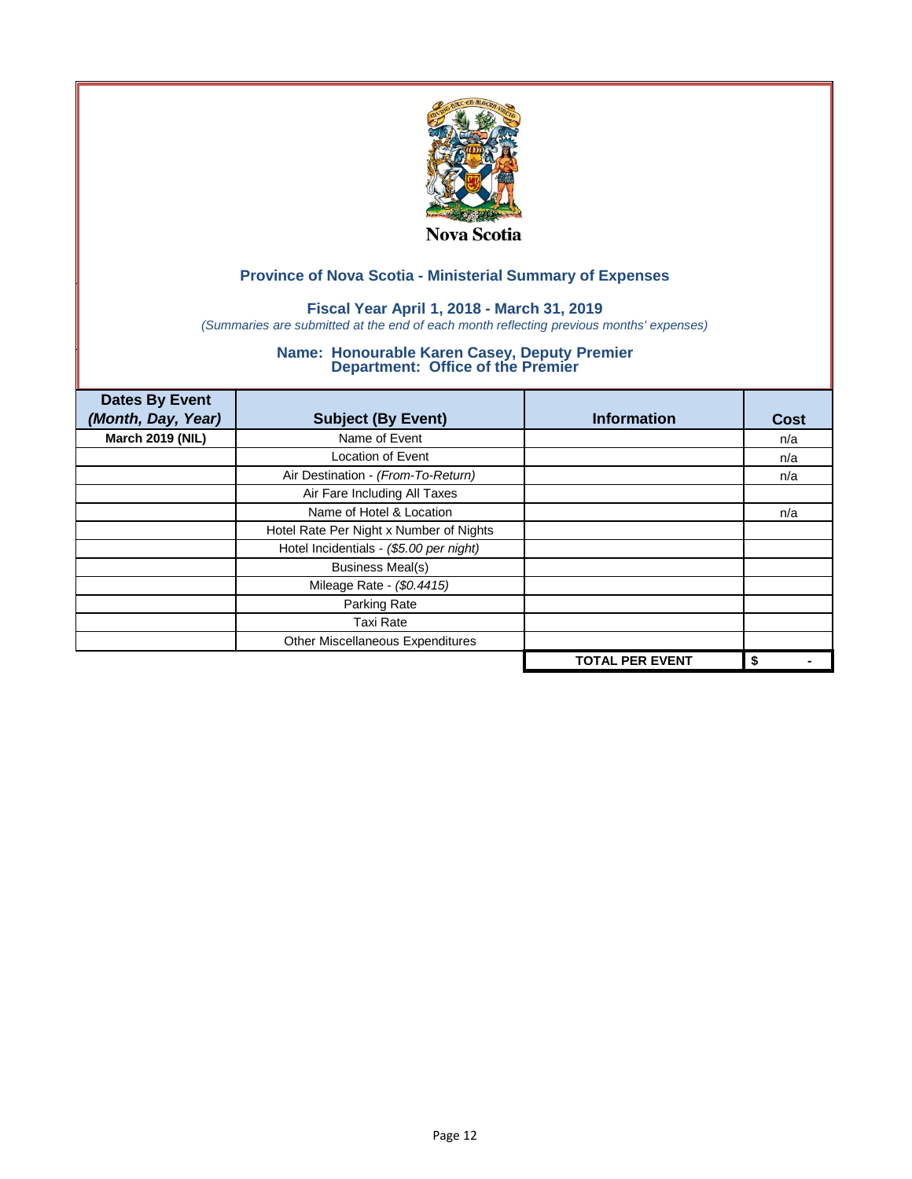Nova Scotia

## Province of Nova Scotia - Ministerial Summary of Expenses

### Fiscal Year April 1, 2018 - March 31, 2019

*(Summaries are submitted at the end of each month reflecting previous months' expenses)*

### Name: Honourable Karen Casey, Deputy Premier
### Department: Office of the Premier

| Dates By Event *(Month, Day, Year)* | Subject (By Event) | Information | Cost |
|---|---|---|---|
| **March 2019 (NIL)** | Name of Event | | n/a |
| | Location of Event | | n/a |
| | Air Destination - *(From-To-Return)* | | n/a |
| | Air Fare Including All Taxes | | |
| | Name of Hotel & Location | | n/a |
| | Hotel Rate Per Night x Number of Nights | | |
| | Hotel Incidentials - *($5.00 per night)* | | |
| | Business Meal(s) | | |
| | Mileage Rate - *($0.4415)* | | |
| | Parking Rate | | |
| | Taxi Rate | | |
| | Other Miscellaneous Expenditures | | |
| | | **TOTAL PER EVENT** | **$ -** |